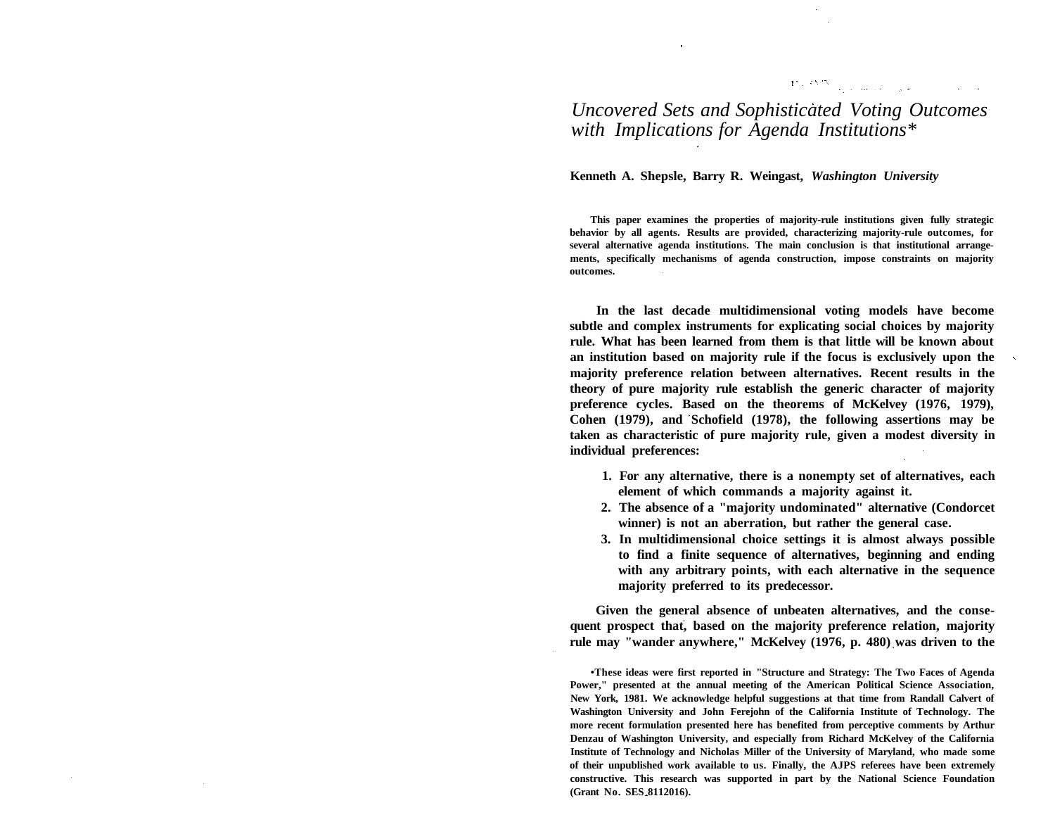# *Uncovered Sets and Sophisticated Voting Outcomes with Implications for Agenda Institutions**

**Kenneth A. Shepsle, Barry R. Weingast,** ***Washington University***

**This paper examines the properties of majority-rule institutions given fully strategic behavior by all agents. Results are provided, characterizing majority-rule outcomes, for several alternative agenda institutions. The main conclusion is that institutional arrangements, specifically mechanisms of agenda construction, impose constraints on majority outcomes.**

In the last decade multidimensional voting models have become subtle and complex instruments for explicating social choices by majority rule. What has been learned from them is that little will be known about an institution based on majority rule if the focus is exclusively upon the majority preference relation between alternatives. Recent results in the theory of pure majority rule establish the generic character of majority preference cycles. Based on the theorems of McKelvey (1976, 1979), Cohen (1979), and Schofield (1978), the following assertions may be taken as characteristic of pure majority rule, given a modest diversity in individual preferences:

1. For any alternative, there is a nonempty set of alternatives, each element of which commands a majority against it.
2. The absence of a "majority undominated" alternative (Condorcet winner) is not an aberration, but rather the general case.
3. In multidimensional choice settings it is almost always possible to find a finite sequence of alternatives, beginning and ending with any arbitrary points, with each alternative in the sequence majority preferred to its predecessor.

Given the general absence of unbeaten alternatives, and the consequent prospect that, based on the majority preference relation, majority rule may "wander anywhere," McKelvey (1976, p. 480) was driven to the

*These ideas were first reported in "Structure and Strategy: The Two Faces of Agenda Power," presented at the annual meeting of the American Political Science Association, New York, 1981. We acknowledge helpful suggestions at that time from Randall Calvert of Washington University and John Ferejohn of the California Institute of Technology. The more recent formulation presented here has benefited from perceptive comments by Arthur Denzau of Washington University, and especially from Richard McKelvey of the California Institute of Technology and Nicholas Miller of the University of Maryland, who made some of their unpublished work available to us. Finally, the AJPS referees have been extremely constructive. This research was supported in part by the National Science Foundation (Grant No. SES 8112016).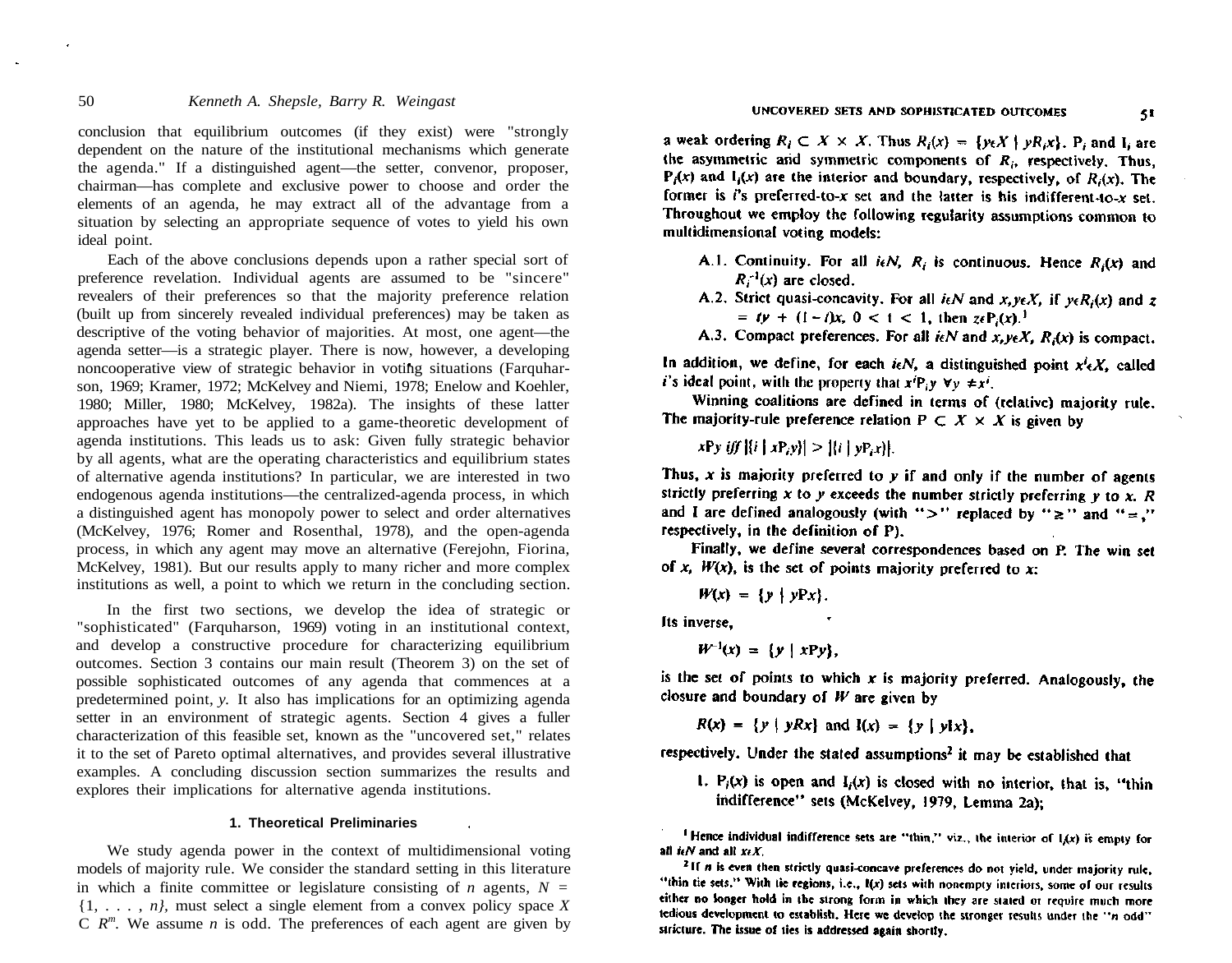conclusion that equilibrium outcomes (if they exist) were "strongly dependent on the nature of the institutional mechanisms which generate the agenda." If a distinguished agent—the setter, convenor, proposer, chairman—has complete and exclusive power to choose and order the elements of an agenda, he may extract all of the advantage from a situation by selecting an appropriate sequence of votes to yield his own ideal point.

Each of the above conclusions depends upon a rather special sort of preference revelation. Individual agents are assumed to be "sincere" revealers of their preferences so that the majority preference relation (built up from sincerely revealed individual preferences) may be taken as descriptive of the voting behavior of majorities. At most, one agent—the agenda setter—is a strategic player. There is now, however, a developing noncooperative view of strategic behavior in voting situations (Farquharson, 1969; Kramer, 1972; McKelvey and Niemi, 1978; Enelow and Koehler, 1980; Miller, 1980; McKelvey, 1982a). The insights of these latter approaches have yet to be applied to a game-theoretic development of agenda institutions. This leads us to ask: Given fully strategic behavior by all agents, what are the operating characteristics and equilibrium states of alternative agenda institutions? In particular, we are interested in two endogenous agenda institutions—the centralized-agenda process, in which a distinguished agent has monopoly power to select and order alternatives (McKelvey, 1976; Romer and Rosenthal, 1978), and the open-agenda process, in which any agent may move an alternative (Ferejohn, Fiorina, McKelvey, 1981). But our results apply to many richer and more complex institutions as well, a point to which we return in the concluding section.

In the first two sections, we develop the idea of strategic or "sophisticated" (Farquharson, 1969) voting in an institutional context, and develop a constructive procedure for characterizing equilibrium outcomes. Section 3 contains our main result (Theorem 3) on the set of possible sophisticated outcomes of any agenda that commences at a predetermined point, $y$. It also has implications for an optimizing agenda setter in an environment of strategic agents. Section 4 gives a fuller characterization of this feasible set, known as the "uncovered set," relates it to the set of Pareto optimal alternatives, and provides several illustrative examples. A concluding discussion section summarizes the results and explores their implications for alternative agenda institutions.

## 1. Theoretical Preliminaries

We study agenda power in the context of multidimensional voting models of majority rule. We consider the standard setting in this literature in which a finite committee or legislature consisting of $n$ agents, $N = \{1, \ldots, n\}$, must select a single element from a convex policy space $X \subset R^m$. We assume $n$ is odd. The preferences of each agent are given by a weak ordering $R_i \subset X \times X$. Thus $R_i(x) = \{y \in X \mid yR_ix\}$. $P_i$ and $I_i$ are the asymmetric and symmetric components of $R_i$, respectively. Thus, $P_i(x)$ and $I_i(x)$ are the interior and boundary, respectively, of $R_i(x)$. The former is $i$'s preferred-to-$x$ set and the latter is his indifferent-to-$x$ set. Throughout we employ the following regularity assumptions common to multidimensional voting models:

A.1. Continuity. For all $i \epsilon N$, $R_i$ is continuous. Hence $R_i(x)$ and $R_i^{-1}(x)$ are closed.

A.2. Strict quasi-concavity. For all $i \epsilon N$ and $x,y \epsilon X$, if $y \epsilon R_i(x)$ and $z = ty + (1-t)x$, $0 < t < 1$, then $z \epsilon P_i(x)$.[1]

A.3. Compact preferences. For all $i \epsilon N$ and $x,y \epsilon X$, $R_i(x)$ is compact.

In addition, we define, for each $i \epsilon N$, a distinguished point $x^i \epsilon X$, called $i$'s ideal point, with the property that $x^i P_i y \; \forall y \neq x^i$.

Winning coalitions are defined in terms of (relative) majority rule. The majority-rule preference relation $P \subset X \times X$ is given by

$$xPy \text{ iff } |\{i \mid xP_iy\}| > |\{i \mid yP_ix\}|.$$

Thus, $x$ is majority preferred to $y$ if and only if the number of agents strictly preferring $x$ to $y$ exceeds the number strictly preferring $y$ to $x$. $R$ and $I$ are defined analogously (with "$>$" replaced by "$\geq$" and "$=$," respectively, in the definition of P).

Finally, we define several correspondences based on P. The win set of $x$, $W(x)$, is the set of points majority preferred to $x$:

$$W(x) = \{y \mid yPx\}.$$

Its inverse,

$$W^{-1}(x) = \{y \mid xPy\},$$

is the set of points to which $x$ is majority preferred. Analogously, the closure and boundary of $W$ are given by

$$R(x) = \{y \mid yRx\} \text{ and } I(x) = \{y \mid yIx\},$$

respectively. Under the stated assumptions[2] it may be established that

1. $P_i(x)$ is open and $I_i(x)$ is closed with no interior, that is, "thin indifference" sets (McKelvey, 1979, Lemma 2a);

[1] Hence individual indifference sets are "thin," viz., the interior of $I_i(x)$ is empty for all $i \epsilon N$ and all $x \epsilon X$.

[2] If $n$ is even then strictly quasi-concave preferences do not yield, under majority rule, "thin tie sets." With tie regions, i.e., $I(x)$ sets with nonempty interiors, some of our results either no longer hold in the strong form in which they are stated or require much more tedious development to establish. Here we develop the stronger results under the "$n$ odd" stricture. The issue of ties is addressed again shortly.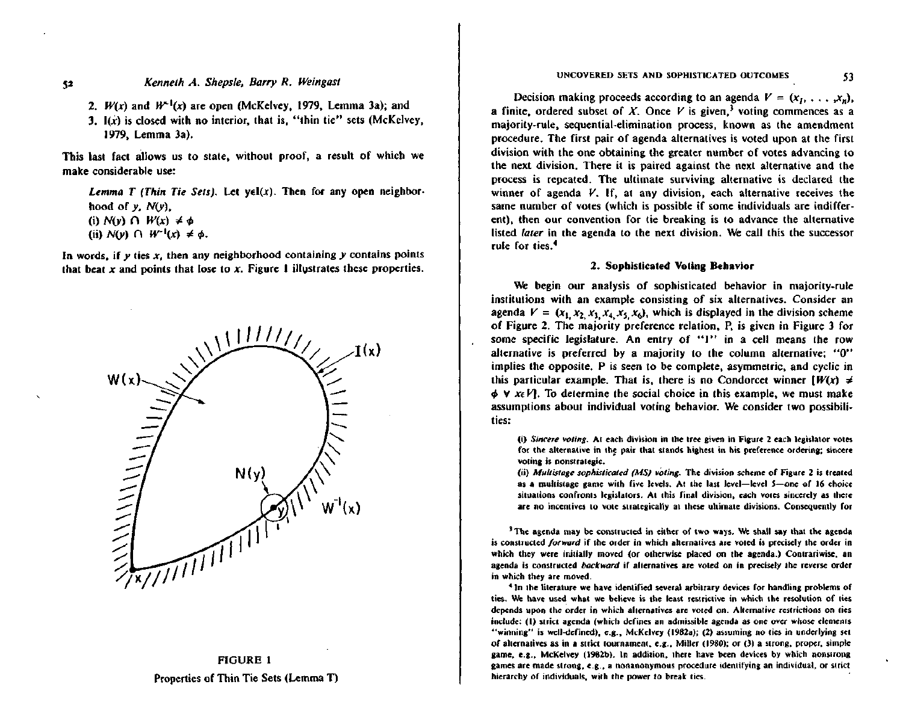2. $W(x)$ and $W^{-1}(x)$ are open (McKelvey, 1979, Lemma 3a); and
3. $I(x)$ is closed with no interior, that is, "thin tie" sets (McKelvey, 1979, Lemma 3a).

This last fact allows us to state, without proof, a result of which we make considerable use:

> *Lemma T (Thin Tie Sets).* Let $y \in I(x)$. Then for any open neighborhood of $y$, $N(y)$,
> (i) $N(y) \cap W(x) \neq \phi$
> (ii) $N(y) \cap W^{-1}(x) \neq \phi$.

In words, if $y$ ties $x$, then any neighborhood containing $y$ contains points that beat $x$ and points that lose to $x$. Figure 1 illustrates these properties.

FIGURE 1

Properties of Thin Tie Sets (Lemma T)

Decision making proceeds according to an agenda $V = (x_1, \ldots, x_n)$, a finite, ordered subset of $X$. Once $V$ is given,[3] voting commences as a majority-rule, sequential-elimination process, known as the amendment procedure. The first pair of agenda alternatives is voted upon at the first division with the one obtaining the greater number of votes advancing to the next division. There it is paired against the next alternative and the process is repeated. The ultimate surviving alternative is declared the winner of agenda $V$. If, at any division, each alternative receives the same number of votes (which is possible if some individuals are indifferent), then our convention for tie breaking is to advance the alternative listed *later* in the agenda to the next division. We call this the successor rule for ties.[4]

## 2. Sophisticated Voting Behavior

We begin our analysis of sophisticated behavior in majority-rule institutions with an example consisting of six alternatives. Consider an agenda $V = (x_1, x_2, x_3, x_4, x_5, x_6)$, which is displayed in the division scheme of Figure 2. The majority preference relation, P, is given in Figure 3 for some specific legislature. An entry of "1" in a cell means the row alternative is preferred by a majority to the column alternative; "0" implies the opposite. P is seen to be complete, asymmetric, and cyclic in this particular example. That is, there is no Condorcet winner $[W(x) \neq \phi \ \forall \ x \in V]$. To determine the social choice in this example, we must make assumptions about individual voting behavior. We consider two possibilities:

> (i) *Sincere voting.* At each division in the tree given in Figure 2 each legislator votes for the alternative in the pair that stands highest in his preference ordering; sincere voting is nonstrategic.
> (ii) *Multistage sophisticated (MS) voting.* The division scheme of Figure 2 is treated as a multistage game with five levels. At the last level—level 5—one of 16 choice situations confronts legislators. At this final division, each votes sincerely as there are no incentives to vote strategically at these ultimate divisions. Consequently for

[3] The agenda may be constructed in either of two ways. We shall say that the agenda is constructed *forward* if the order in which alternatives are voted is precisely the order in which they were initially moved (or otherwise placed on the agenda.) Contrariwise, an agenda is constructed *backward* if alternatives are voted on in precisely the reverse order in which they are moved.

[4] In the literature we have identified several arbitrary devices for handling problems of ties. We have used what we believe is the least restrictive in which the resolution of ties depends upon the order in which alternatives are voted on. Alternative restrictions on ties include: (1) strict agenda (which defines an admissible agenda as one over whose elements "winning" is well-defined), e.g., McKelvey (1982a); (2) assuming no ties in underlying set of alternatives as in a strict tournament, e.g., Miller (1980); or (3) a strong, proper, simple game, e.g., McKelvey (1982b). In addition, there have been devices by which nonstrong games are made strong, e.g., a nonanonymous procedure identifying an individual, or strict hierarchy of individuals, with the power to break ties.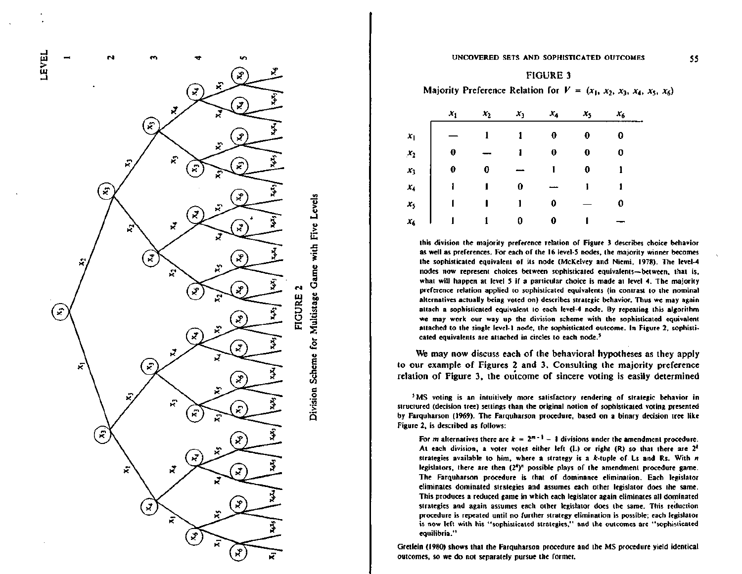FIGURE 2

Division Scheme for Multistage Game with Five Levels

FIGURE 3

Majority Preference Relation for $V = (x_1, x_2, x_3, x_4, x_5, x_6)$

| | $x_1$ | $x_2$ | $x_3$ | $x_4$ | $x_5$ | $x_6$ |
|---|---|---|---|---|---|---|
| $x_1$ | — | 1 | 1 | 0 | 0 | 0 |
| $x_2$ | 0 | — | 1 | 0 | 0 | 0 |
| $x_3$ | 0 | 0 | — | 1 | 0 | 1 |
| $x_4$ | 1 | 1 | 0 | — | 1 | 1 |
| $x_5$ | 1 | 1 | 1 | 0 | — | 0 |
| $x_6$ | 1 | 1 | 0 | 0 | 1 | — |

this division the majority preference relation of Figure 3 describes choice behavior as well as preferences. For each of the 16 level-5 nodes, the majority winner becomes the sophisticated equivalent of its node (McKelvey and Niemi, 1978). The level-4 nodes now represent choices between sophisticated equivalents—between, that is, what will happen at level 5 if a particular choice is made at level 4. The majority preference relation applied to sophisticated equivalents (in contrast to the nominal alternatives actually being voted on) describes strategic behavior. Thus we may again attach a sophisticated equivalent to each level-4 node. By repeating this algorithm we may work our way up the division scheme with the sophisticated equivalent attached to the single level-1 node, the sophisticated outcome. In Figure 2, sophisticated equivalents are attached in circles to each node.[5]

We may now discuss each of the behavioral hypotheses as they apply to our example of Figures 2 and 3. Consulting the majority preference relation of Figure 3, the outcome of sincere voting is easily determined

[5] MS voting is an intuitively more satisfactory rendering of strategic behavior in structured (decision tree) settings than the original notion of sophisticated voting presented by Farquharson (1969). The Farquharson procedure, based on a binary decision tree like Figure 2, is described as follows:

> For $m$ alternatives there are $k = 2^{m-1} - 1$ divisions under the amendment procedure. At each division, a voter votes either left (L) or right (R) so that there are $2^k$ strategies available to him, where a strategy is a $k$-tuple of Ls and Rs. With $n$ legislators, there are then $(2^k)^n$ possible plays of the amendment procedure game. The Farquharson procedure is that of dominance elimination. Each legislator eliminates dominated strategies and assumes each other legislator does the same. This produces a reduced game in which each legislator again eliminates all dominated strategies and again assumes each other legislator does the same. This reduction procedure is repeated until no further strategy elimination is possible; each legislator is now left with his "sophisticated strategies," and the outcomes are "sophisticated equilibria."

Gretlein (1980) shows that the Farquharson procedure and the MS procedure yield identical outcomes, so we do not separately pursue the former.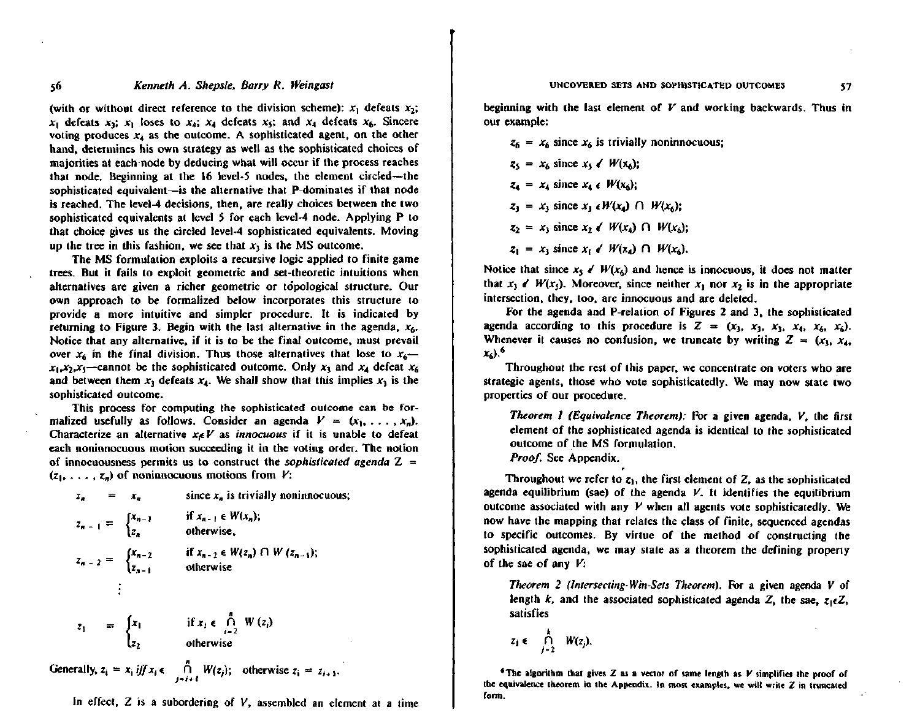(with or without direct reference to the division scheme): $x_1$ defeats $x_2$; $x_1$ defeats $x_3$; $x_1$ loses to $x_4$; $x_4$ defeats $x_5$; and $x_4$ defeats $x_6$. Sincere voting produces $x_4$ as the outcome. A sophisticated agent, on the other hand, determines his own strategy as well as the sophisticated choices of majorities at each node by deducing what will occur if the process reaches that node. Beginning at the 16 level-5 nodes, the element circled—the sophisticated equivalent—is the alternative that P-dominates if that node is reached. The level-4 decisions, then, are really choices between the two sophisticated equivalents at level 5 for each level-4 node. Applying P to that choice gives us the circled level-4 sophisticated equivalents. Moving up the tree in this fashion, we see that $x_3$ is the MS outcome.

The MS formulation exploits a recursive logic applied to finite game trees. But it fails to exploit geometric and set-theoretic intuitions when alternatives are given a richer geometric or topological structure. Our own approach to be formalized below incorporates this structure to provide a more intuitive and simpler procedure. It is indicated by returning to Figure 3. Begin with the last alternative in the agenda, $x_6$. Notice that any alternative, if it is to be the final outcome, must prevail over $x_6$ in the final division. Thus those alternatives that lose to $x_6$—$x_1$,$x_2$,$x_5$—cannot be the sophisticated outcome. Only $x_3$ and $x_4$ defeat $x_6$ and between them $x_3$ defeats $x_4$. We shall show that this implies $x_3$ is the sophisticated outcome.

This process for computing the sophisticated outcome can be formalized usefully as follows. Consider an agenda $V = (x_1, \ldots, x_n)$. Characterize an alternative $x_i \epsilon V$ as *innocuous* if it is unable to defeat each noninnocuous motion succeeding it in the voting order. The notion of innocuousness permits us to construct the *sophisticated agenda* $Z = (z_1, \ldots, z_n)$ of noninnocuous motions from $V$:

$$z_n = x_n \quad \text{since } x_n \text{ is trivially noninnocuous;}$$

$$z_{n-1} = \begin{cases} x_{n-1} & \text{if } x_{n-1} \in W(x_n); \\ z_n & \text{otherwise,} \end{cases}$$

$$z_{n-2} = \begin{cases} x_{n-2} & \text{if } x_{n-2} \in W(z_n) \cap W(z_{n-1}); \\ z_{n-1} & \text{otherwise} \end{cases}$$

$$\vdots$$

$$z_1 = \begin{cases} x_1 & \text{if } x_1 \in \bigcap_{i=2}^{n} W(z_i) \\ z_2 & \text{otherwise} \end{cases}$$

Generally, $z_i = x_i$ *iff* $x_i \in \bigcap_{j=i+1}^{n} W(z_j)$; otherwise $z_i = z_{i+1}$.

In effect, $Z$ is a subordering of $V$, assembled an element at a time beginning with the last element of $V$ and working backwards. Thus in our example:

$z_6 = x_6$ since $x_6$ is trivially noninnocuous;

$z_5 = x_6$ since $x_5 \notin W(x_6)$;

$z_4 = x_4$ since $x_4 \in W(x_6)$;

$z_3 = x_3$ since $x_3 \in W(x_4) \cap W(x_6)$;

$z_2 = x_3$ since $x_2 \notin W(x_4) \cap W(x_6)$;

$z_1 = x_3$ since $x_1 \notin W(x_4) \cap W(x_6)$.

Notice that since $x_5 \notin W(x_6)$ and hence is innocuous, it does not matter that $x_3 \notin W(x_5)$. Moreover, since neither $x_1$ nor $x_2$ is in the appropriate intersection, they, too, are innocuous and are deleted.

For the agenda and P-relation of Figures 2 and 3, the sophisticated agenda according to this procedure is $Z = (x_3, x_3, x_3, x_4, x_6, x_6)$. Whenever it causes no confusion, we truncate by writing $Z = (x_3, x_4, x_6)$.[6]

Throughout the rest of this paper, we concentrate on voters who are strategic agents, those who vote sophisticatedly. We may now state two properties of our procedure.

> *Theorem 1 (Equivalence Theorem):* For a given agenda, $V$, the first element of the sophisticated agenda is identical to the sophisticated outcome of the MS formulation.
> *Proof.* See Appendix.

Throughout we refer to $z_1$, the first element of $Z$, as the sophisticated agenda equilibrium (sae) of the agenda $V$. It identifies the equilibrium outcome associated with any $V$ when all agents vote sophisticatedly. We now have the mapping that relates the class of finite, sequenced agendas to specific outcomes. By virtue of the method of constructing the sophisticated agenda, we may state as a theorem the defining property of the sae of any $V$:

> *Theorem 2 (Intersecting-Win-Sets Theorem).* For a given agenda $V$ of length $k$, and the associated sophisticated agenda $Z$, the sae, $z_1 \epsilon Z$, satisfies
>
> $$z_1 \in \bigcap_{j=2}^{k} W(z_j).$$

[6] The algorithm that gives $Z$ as a vector of same length as $V$ simplifies the proof of the equivalence theorem in the Appendix. In most examples, we will write $Z$ in truncated form.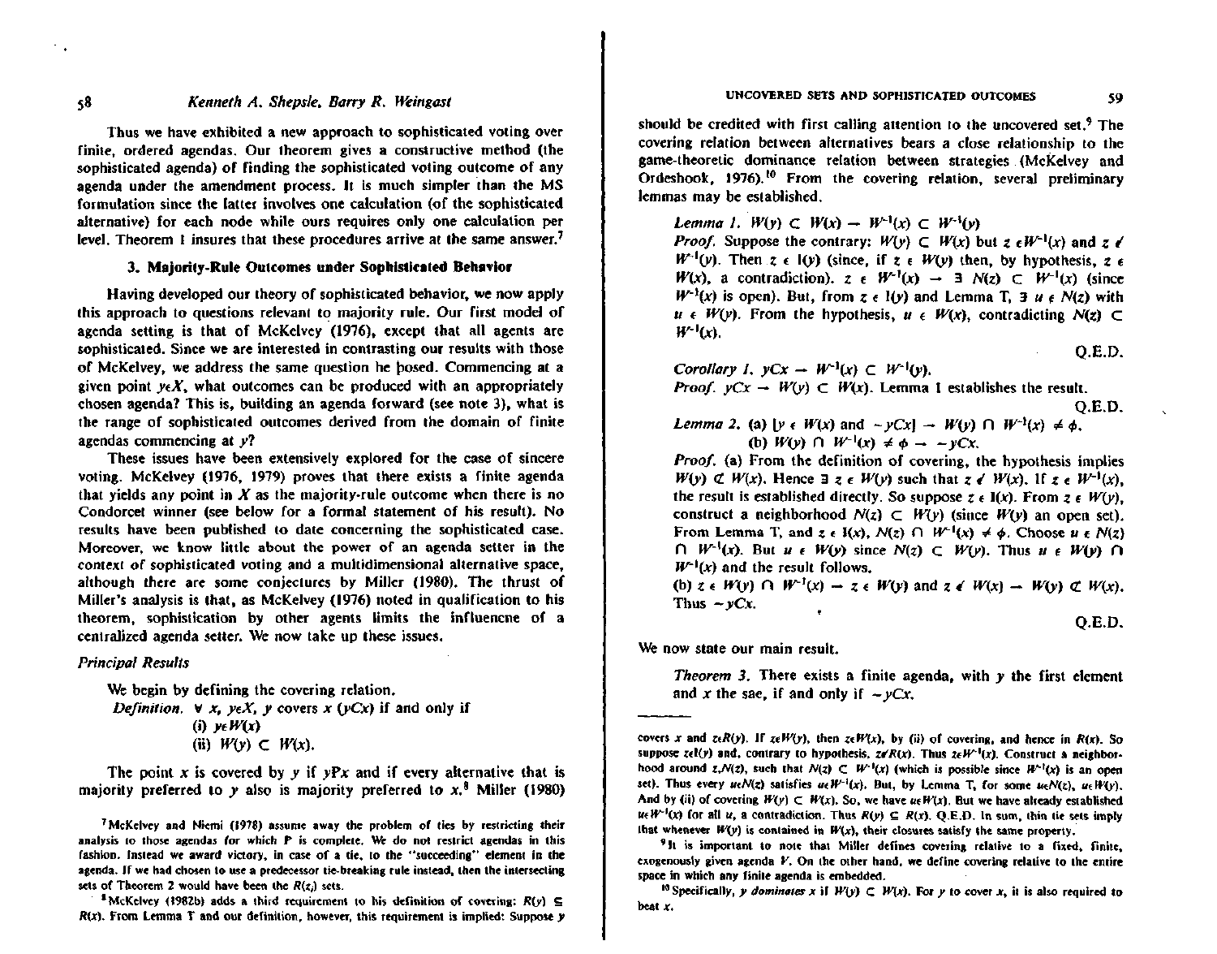Thus we have exhibited a new approach to sophisticated voting over finite, ordered agendas. Our theorem gives a constructive method (the sophisticated agenda) of finding the sophisticated voting outcome of any agenda under the amendment process. It is much simpler than the MS formulation since the latter involves one calculation (of the sophisticated alternative) for each node while ours requires only one calculation per level. Theorem 1 insures that these procedures arrive at the same answer.[7]

### 3. Majority-Rule Outcomes under Sophisticated Behavior

Having developed our theory of sophisticated behavior, we now apply this approach to questions relevant to majority rule. Our first model of agenda setting is that of McKelvey (1976), except that all agents are sophisticated. Since we are interested in contrasting our results with those of McKelvey, we address the same question he posed. Commencing at a given point $y \in X$, what outcomes can be produced with an appropriately chosen agenda? This is, building an agenda forward (see note 3), what is the range of sophisticated outcomes derived from the domain of finite agendas commencing at $y$?

These issues have been extensively explored for the case of sincere voting. McKelvey (1976, 1979) proves that there exists a finite agenda that yields any point in $X$ as the majority-rule outcome when there is no Condorcet winner (see below for a formal statement of his result). No results have been published to date concerning the sophisticated case. Moreover, we know little about the power of an agenda setter in the context of sophisticated voting and a multidimensional alternative space, although there are some conjectures by Miller (1980). The thrust of Miller's analysis is that, as McKelvey (1976) noted in qualification to his theorem, sophistication by other agents limits the influencne of a centralized agenda setter. We now take up these issues.

*Principal Results*

We begin by defining the covering relation.

*Definition.* $\forall\ x,\ y \in X$, $y$ covers $x$ ($yCx$) if and only if
(i) $y \in W(x)$
(ii) $W(y) \subset W(x)$.

The point $x$ is covered by $y$ if $yPx$ and if every alternative that is majority preferred to $y$ also is majority preferred to $x$.[8] Miller (1980) should be credited with first calling attention to the uncovered set.[9] The covering relation between alternatives bears a close relationship to the game-theoretic dominance relation between strategies (McKelvey and Ordeshook, 1976).[10] From the covering relation, several preliminary lemmas may be established.

*Lemma 1.* $W(y) \subset W(x) \rightarrow W^{-1}(x) \subset W^{-1}(y)$

*Proof.* Suppose the contrary: $W(y) \subset W(x)$ but $z \in W^{-1}(x)$ and $z \notin W^{-1}(y)$. Then $z \in I(y)$ (since, if $z \in W(y)$ then, by hypothesis, $z \in W(x)$, a contradiction). $z \in W^{-1}(x) \rightarrow \exists\ N(z) \subset W^{-1}(x)$ (since $W^{-1}(x)$ is open). But, from $z \in I(y)$ and Lemma T, $\exists\ u \in N(z)$ with $u \in W(y)$. From the hypothesis, $u \in W(x)$, contradicting $N(z) \subset W^{-1}(x)$.

Q.E.D.

*Corollary 1.* $yCx \rightarrow W^{-1}(x) \subset W^{-1}(y)$.

*Proof.* $yCx \rightarrow W(y) \subset W(x)$. Lemma 1 establishes the result.

Q.E.D.

*Lemma 2.* (a) $[y \in W(x) \text{ and } \sim yCx] \rightarrow W(y) \cap W^{-1}(x) \neq \phi$.
(b) $W(y) \cap W^{-1}(x) \neq \phi \rightarrow \sim yCx$.

*Proof.* (a) From the definition of covering, the hypothesis implies $W(y) \not\subset W(x)$. Hence $\exists\ z \in W(y)$ such that $z \notin W(x)$. If $z \in W^{-1}(x)$, the result is established directly. So suppose $z \in I(x)$. From $z \in W(y)$, construct a neighborhood $N(z) \subset W(y)$ (since $W(y)$ an open set). From Lemma T, and $z \in I(x)$, $N(z) \cap W^{-1}(x) \neq \phi$. Choose $u \in N(z) \cap W^{-1}(x)$. But $u \in W(y)$ since $N(z) \subset W(y)$. Thus $u \in W(y) \cap W^{-1}(x)$ and the result follows.
(b) $z \in W(y) \cap W^{-1}(x) \rightarrow z \in W(y)$ and $z \notin W(x) \rightarrow W(y) \not\subset W(x)$. Thus $\sim yCx$.

Q.E.D.

We now state our main result.

*Theorem 3.* There exists a finite agenda, with $y$ the first element and $x$ the sae, if and only if $\sim yCx$.

---

[7] McKelvey and Niemi (1978) assume away the problem of ties by restricting their analysis to those agendas for which $P$ is complete. We do not restrict agendas in this fashion. Instead we award victory, in case of a tie, to the "succeeding" element in the agenda. If we had chosen to use a predecessor tie-breaking rule instead, then the intersecting sets of Theorem 2 would have been the $R(z_i)$ sets.

[8] McKelvey (1982b) adds a third requirement to his definition of covering: $R(y) \subseteq R(x)$. From Lemma T and our definition, however, this requirement is implied: Suppose $y$ covers $x$ and $z \in R(y)$. If $z \in W(y)$, then $z \in W(x)$, by (ii) of covering, and hence in $R(x)$. So suppose $z \in I(y)$ and, contrary to hypothesis, $z \notin R(x)$. Thus $z \in W^{-1}(x)$. Construct a neighborhood around $z, N(z)$, such that $N(z) \subset W^{-1}(x)$ (which is possible since $W^{-1}(x)$ is an open set). Thus every $u \in N(z)$ satisfies $u \in W^{-1}(x)$. But, by Lemma T, for some $u \in N(z)$, $u \in W(y)$. And by (ii) of covering $W(y) \subset W(x)$. So, we have $u \in W(x)$. But we have already established $u \in W^{-1}(x)$ for all $u$, a contradiction. Thus $R(y) \subseteq R(x)$. Q.E.D. In sum, thin tie sets imply that whenever $W(y)$ is contained in $W(x)$, their closures satisfy the same property.

[9] It is important to note that Miller defines covering relative to a fixed, finite, exogenously given agenda $V$. On the other hand, we define covering relative to the entire space in which any finite agenda is embedded.

[10] Specifically, $y$ *dominates* $x$ if $W(y) \subset W(x)$. For $y$ to cover $x$, it is also required to beat $x$.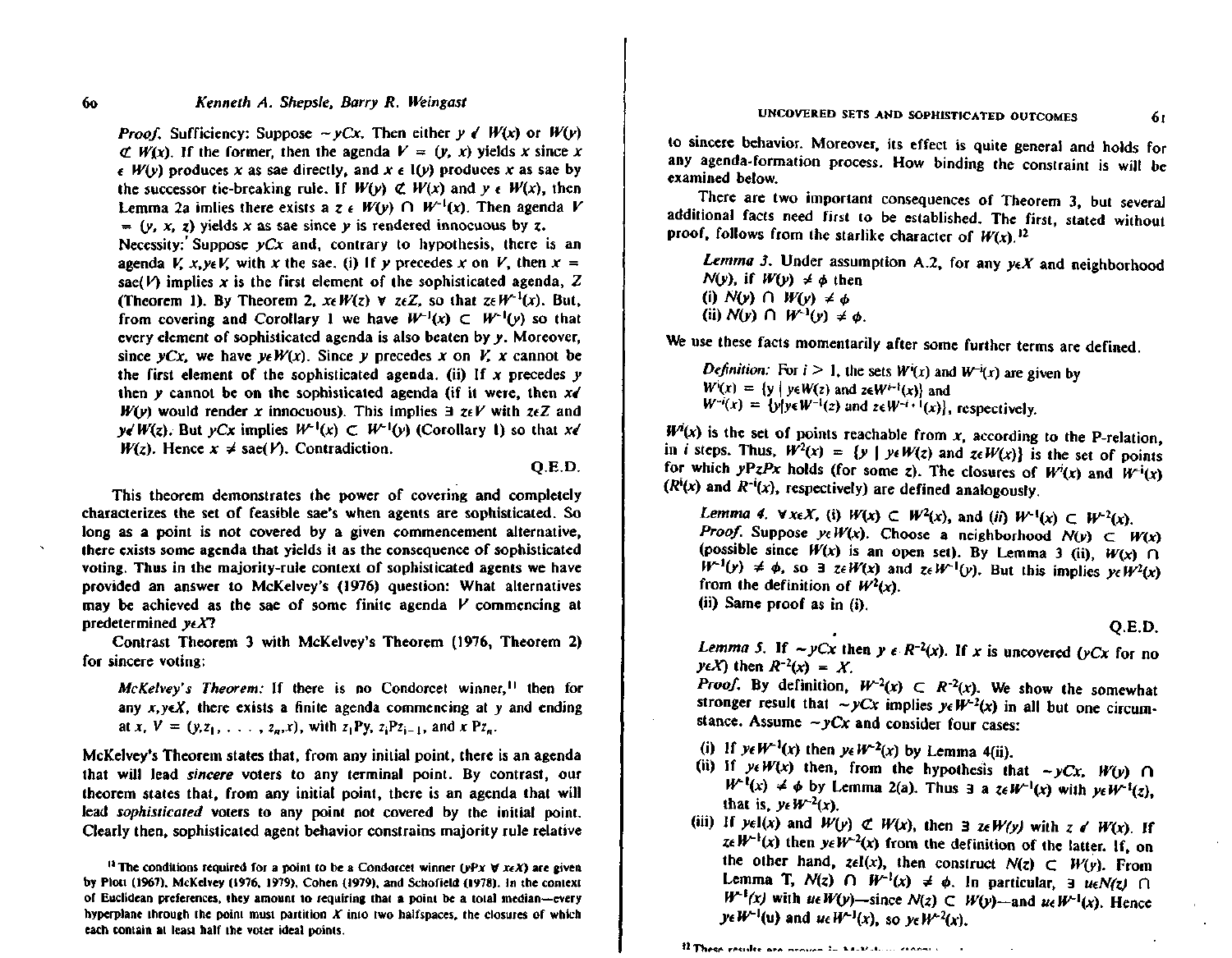*Proof.* Sufficiency: Suppose $\sim yCx$. Then either $y \notin W(x)$ or $W(y) \not\subset W(x)$. If the former, then the agenda $V = (y, x)$ yields $x$ since $x \in W(y)$ produces $x$ as sae directly, and $x \in I(y)$ produces $x$ as sae by the successor tie-breaking rule. If $W(y) \not\subset W(x)$ and $y \in W(x)$, then Lemma 2a imlies there exists a $z \in W(y) \cap W^{-1}(x)$. Then agenda $V = (y, x, z)$ yields $x$ as sae since $y$ is rendered innocuous by $z$.

Necessity: Suppose $yCx$ and, contrary to hypothesis, there is an agenda $V$, $x, y \in V$, with $x$ the sae. (i) If $y$ precedes $x$ on $V$, then $x = \text{sae}(V)$ implies $x$ is the first element of the sophisticated agenda, $Z$ (Theorem 1). By Theorem 2, $x \in W(z)$ $\forall$ $z \in Z$, so that $z \in W^{-1}(x)$. But, from covering and Corollary 1 we have $W^{-1}(x) \subset W^{-1}(y)$ so that every element of sophisticated agenda is also beaten by $y$. Moreover, since $yCx$, we have $y \in W(x)$. Since $y$ precedes $x$ on $V$, $x$ cannot be the first element of the sophisticated agenda. (ii) If $x$ precedes $y$ then $y$ cannot be on the sophisticated agenda (if it were, then $x \notin W(y)$ would render $x$ innocuous). This implies $\exists$ $z \in V$ with $z \in Z$ and $y \notin W(z)$. But $yCx$ implies $W^{-1}(x) \subset W^{-1}(y)$ (Corollary 1) so that $x \notin W(z)$. Hence $x \neq \text{sae}(V)$. Contradiction.

Q.E.D.

This theorem demonstrates the power of covering and completely characterizes the set of feasible sae's when agents are sophisticated. So long as a point is not covered by a given commencement alternative, there exists some agenda that yields it as the consequence of sophisticated voting. Thus in the majority-rule context of sophisticated agents we have provided an answer to McKelvey's (1976) question: What alternatives may be achieved as the sae of some finite agenda $V$ commencing at predetermined $y \in X$?

Contrast Theorem 3 with McKelvey's Theorem (1976, Theorem 2) for sincere voting:

> *McKelvey's Theorem:* If there is no Condorcet winner,[11] then for any $x, y \in X$, there exists a finite agenda commencing at $y$ and ending at $x$, $V = (y, z_1, \ldots, z_n, x)$, with $z_1 Py$, $z_i P z_{i-1}$, and $x P z_n$.

McKelvey's Theorem states that, from any initial point, there is an agenda that will lead *sincere* voters to any terminal point. By contrast, our theorem states that, from any initial point, there is an agenda that will lead *sophisticated* voters to any point not covered by the initial point. Clearly then, sophisticated agent behavior constrains majority rule relative to sincere behavior. Moreover, its effect is quite general and holds for any agenda-formation process. How binding the constraint is will be examined below.

There are two important consequences of Theorem 3, but several additional facts need first to be established. The first, stated without proof, follows from the starlike character of $W(x)$.[12]

> *Lemma 3.* Under assumption A.2, for any $y \in X$ and neighborhood $N(y)$, if $W(y) \neq \phi$ then
> (i) $N(y) \cap W(y) \neq \phi$
> (ii) $N(y) \cap W^{-1}(y) \neq \phi$.

We use these facts momentarily after some further terms are defined.

> *Definition:* For $i > 1$, the sets $W^i(x)$ and $W^{-i}(x)$ are given by
> $W^i(x) = \{y \mid y \in W(z) \text{ and } z \in W^{i-1}(x)\}$ and
> $W^{-i}(x) = \{y \mid y \in W^{-1}(z) \text{ and } z \in W^{-i+1}(x)\}$, respectively.

$W^i(x)$ is the set of points reachable from $x$, according to the P-relation, in $i$ steps. Thus, $W^2(x) = \{y \mid y \in W(z) \text{ and } z \in W(x)\}$ is the set of points for which $yPzPx$ holds (for some $z$). The closures of $W^i(x)$ and $W^{-i}(x)$ ($R^i(x)$ and $R^{-i}(x)$, respectively) are defined analogously.

> *Lemma 4.* $\forall x \in X$, (i) $W(x) \subset W^2(x)$, and (ii) $W^{-1}(x) \subset W^{-2}(x)$.
> *Proof.* Suppose $y \in W(x)$. Choose a neighborhood $N(y) \subset W(x)$ (possible since $W(x)$ is an open set). By Lemma 3 (ii), $W(x) \cap W^{-1}(y) \neq \phi$, so $\exists$ $z \in W(x)$ and $z \in W^{-1}(y)$. But this implies $y \in W^2(x)$ from the definition of $W^2(x)$.
> (ii) Same proof as in (i).
>
> Q.E.D.

> *Lemma 5.* If $\sim yCx$ then $y \in R^{-2}(x)$. If $x$ is uncovered ($yCx$ for no $y \in X$) then $R^{-2}(x) = X$.
> *Proof.* By definition, $W^{-2}(x) \subset R^{-2}(x)$. We show the somewhat stronger result that $\sim yCx$ implies $y \in W^{-2}(x)$ in all but one circumstance. Assume $\sim yCx$ and consider four cases:
> (i) If $y \in W^{-1}(x)$ then $y \in W^{-2}(x)$ by Lemma 4(ii).
> (ii) If $y \in W(x)$ then, from the hypothesis that $\sim yCx$, $W(y) \cap W^{-1}(x) \neq \phi$ by Lemma 2(a). Thus $\exists$ a $z \in W^{-1}(x)$ with $y \in W^{-1}(z)$, that is, $y \in W^{-2}(x)$.
> (iii) If $y \in I(x)$ and $W(y) \not\subset W(x)$, then $\exists$ $z \in W(y)$ with $z \notin W(x)$. If $z \in W^{-1}(x)$ then $y \in W^{-2}(x)$ from the definition of the latter. If, on the other hand, $z \in I(x)$, then construct $N(z) \subset W(y)$. From Lemma T, $N(z) \cap W^{-1}(x) \neq \phi$. In particular, $\exists$ $u \in N(z) \cap W^{-1}(x)$ with $u \in W(y)$—since $N(z) \subset W(y)$—and $u \in W^{-1}(x)$. Hence $y \in W^{-1}(u)$ and $u \in W^{-1}(x)$, so $y \in W^{-2}(x)$.

[11] The conditions required for a point to be a Condorcet winner ($yPx$ $\forall$ $x \in X$) are given by Plott (1967), McKelvey (1976, 1979), Cohen (1979), and Schofield (1978). In the context of Euclidean preferences, they amount to requiring that a point be a total median—every hyperplane through the point must partition $X$ into two halfspaces, the closures of which each contain at least half the voter ideal points.

[12] These results are proven in McKelvey (1979) ...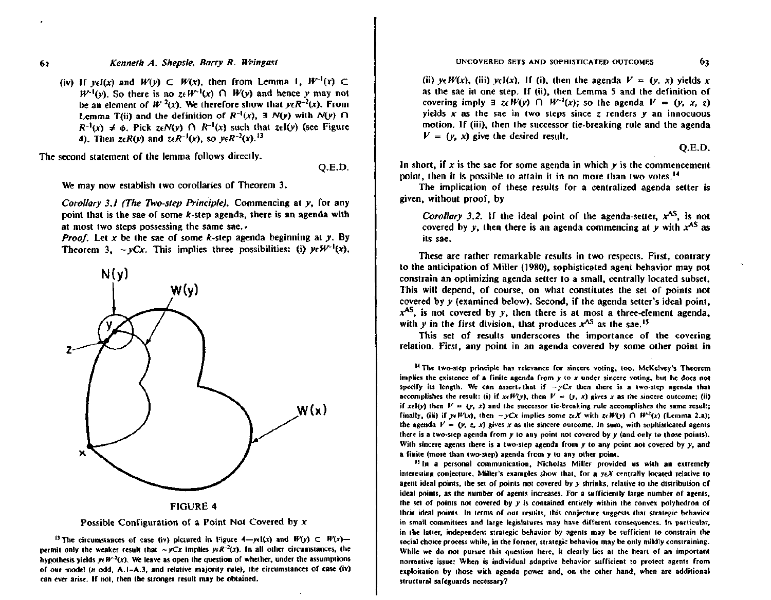(iv) If $y \epsilon I(x)$ and $W(y) \subset W(x)$, then from Lemma 1, $W^{-1}(x) \subset W^{-1}(y)$. So there is no $z \epsilon W^{-1}(x) \cap W(y)$ and hence $y$ may not be an element of $W^{-2}(x)$. We therefore show that $y \epsilon R^{-2}(x)$. From Lemma T(ii) and the definition of $R^{-1}(x)$, $\exists$ $N(y)$ with $N(y) \cap R^{-1}(x) \neq \phi$. Pick $z \epsilon N(y) \cap R^{-1}(x)$ such that $z \epsilon I(y)$ (see Figure 4). Then $z \epsilon R(y)$ and $z \epsilon R^{-1}(x)$, so $y \epsilon R^{-2}(x)$.[13]

The second statement of the lemma follows directly.

Q.E.D.

We may now establish two corollaries of Theorem 3.

*Corollary 3.1 (The Two-step Principle).* Commencing at $y$, for any point that is the sae of some $k$-step agenda, there is an agenda with at most two steps possessing the same sae.

*Proof.* Let $x$ be the sae of some $k$-step agenda beginning at $y$. By Theorem 3, $\sim yCx$. This implies three possibilities: (i) $y \epsilon W^{-1}(x)$, (ii) $y \epsilon W(x)$, (iii) $y \epsilon I(x)$. If (i), then the agenda $V = (y, x)$ yields $x$ as the sae in one step. If (ii), then Lemma 5 and the definition of covering imply $\exists$ $z \epsilon W(y) \cap W^{-1}(x)$; so the agenda $V = (y, x, z)$ yields $x$ as the sae in two steps since $z$ renders $y$ an innocuous motion. If (iii), then the successor tie-breaking rule and the agenda $V = (y, x)$ give the desired result.

Q.E.D.

FIGURE 4

Possible Configuration of a Point Not Covered by $x$

In short, if $x$ is the sae for some agenda in which $y$ is the commencement point, then it is possible to attain it in no more than two votes.[14]

The implication of these results for a centralized agenda setter is given, without proof, by

*Corollary 3.2.* If the ideal point of the agenda-setter, $x^{AS}$, is not covered by $y$, then there is an agenda commencing at $y$ with $x^{AS}$ as its sae.

These are rather remarkable results in two respects. First, contrary to the anticipation of Miller (1980), sophisticated agent behavior may not constrain an optimizing agenda setter to a small, centrally located subset. This will depend, of course, on what constitutes the set of points not covered by $y$ (examined below). Second, if the agenda setter's ideal point, $x^{AS}$, is not covered by $y$, then there is at most a three-element agenda, with $y$ in the first division, that produces $x^{AS}$ as the sae.[15]

This set of results underscores the importance of the covering relation. First, any point in an agenda covered by some other point in

---

[13] The circumstances of case (iv) pictured in Figure 4—$y \epsilon I(x)$ and $W(y) \subset W(x)$—permit only the weaker result that $\sim yCx$ implies $y \epsilon R^{-2}(x)$. In all other circumstances, the hypothesis yields $y \epsilon W^{-2}(x)$. We leave as open the question of whether, under the assumptions of our model ($n$ odd, A.1–A.3, and relative majority rule), the circumstances of case (iv) can ever arise. If not, then the stronger result may be obtained.

[14] The two-step principle has relevance for sincere voting, too. McKelvey's Theorem implies the existence of a finite agenda from $y$ to $x$ under sincere voting, but he does not specify its length. We can assert that if $\sim yCx$ then there is a two-step agenda that accomplishes the result: (i) if $x \epsilon W(y)$, then $V = (y, x)$ gives $x$ as the sincere outcome; (ii) if $x \epsilon I(y)$ then $V = (y, x)$ and the successor tie-breaking rule accomplishes the same result; finally, (iii) if $y \epsilon W(x)$, then $\sim yCx$ implies some $z \epsilon X$ with $z \epsilon W(y) \cap W^{-1}(x)$ (Lemma 2.a); the agenda $V = (y, z, x)$ gives $x$ as the sincere outcome. In sum, with sophisticated agents there is a two-step agenda from $y$ to any point not covered by $y$ (and only to those points). With sincere agents there is a two-step agenda from $y$ to any point not covered by $y$, and a finite (more than two-step) agenda from $y$ to any other point.

[15] In a personal communication, Nicholas Miller provided us with an extremely interesting conjecture. Miller's examples show that, for a $y \epsilon X$ centrally located relative to agent ideal points, the set of points not covered by $y$ shrinks, relative to the distribution of ideal points, as the number of agents increases. For a sufficiently large number of agents, the set of points not covered by $y$ is contained entirely within the convex polyhedron of their ideal points. In terms of our results, this conjecture suggests that strategic behavior in small committees and large legislatures may have different consequences. In particular, in the latter, independent strategic behavior by agents may be sufficient to constrain the social choice process while, in the former, strategic behavior may be only mildly constraining. While we do not pursue this question here, it clearly lies at the heart of an important normative issue: When is individual adaptive behavior sufficient to protect agents from exploitation by those with agenda power and, on the other hand, when are additional structural safeguards necessary?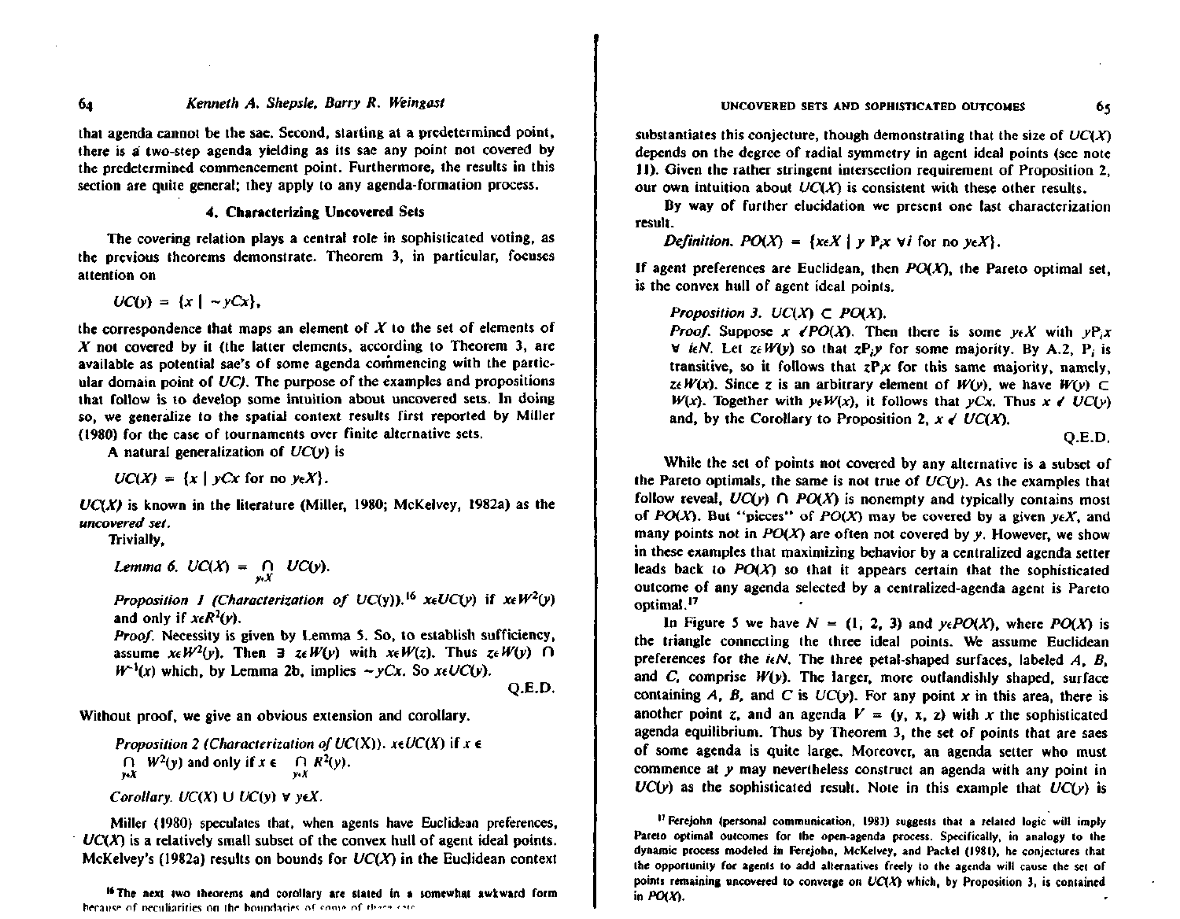that agenda cannot be the sae. Second, starting at a predetermined point, there is a two-step agenda yielding as its sae any point not covered by the predetermined commencement point. Furthermore, the results in this section are quite general; they apply to any agenda-formation process.

## 4. Characterizing Uncovered Sets

The covering relation plays a central role in sophisticated voting, as the previous theorems demonstrate. Theorem 3, in particular, focuses attention on

$$UC(y) = \{x \mid \sim yCx\},$$

the correspondence that maps an element of $X$ to the set of elements of $X$ not covered by it (the latter elements, according to Theorem 3, are available as potential sae's of some agenda commencing with the particular domain point of $UC$). The purpose of the examples and propositions that follow is to develop some intuition about uncovered sets. In doing so, we generalize to the spatial context results first reported by Miller (1980) for the case of tournaments over finite alternative sets.

A natural generalization of $UC(y)$ is

$$UC(X) = \{x \mid yCx \text{ for no } y \in X\}.$$

$UC(X)$ is known in the literature (Miller, 1980; McKelvey, 1982a) as the *uncovered set*.

Trivially,

*Lemma 6.* $UC(X) = \bigcap_{y \in X} UC(y)$.

*Proposition 1 (Characterization of UC(y)).*[16] $x \in UC(y)$ if $x \in W^2(y)$ and only if $x \in R^2(y)$.

*Proof.* Necessity is given by Lemma 5. So, to establish sufficiency, assume $x \in W^2(y)$. Then $\exists$ $z \in W(y)$ with $x \in W(z)$. Thus $z \in W(y) \cap W^{-1}(x)$ which, by Lemma 2b, implies $\sim yCx$. So $x \in UC(y)$.

Q.E.D.

Without proof, we give an obvious extension and corollary.

*Proposition 2 (Characterization of UC(X)).* $x \in UC(X)$ if $x \in \bigcap_{y \in X} W^2(y)$ and only if $x \in \bigcap_{y \in X} R^2(y)$.

*Corollary.* $UC(X) \cup UC(y)$ $\forall$ $y \in X$.

Miller (1980) speculates that, when agents have Euclidean preferences, $UC(X)$ is a relatively small subset of the convex hull of agent ideal points. McKelvey's (1982a) results on bounds for $UC(X)$ in the Euclidean context substantiates this conjecture, though demonstrating that the size of $UC(X)$ depends on the degree of radial symmetry in agent ideal points (see note 11). Given the rather stringent intersection requirement of Proposition 2, our own intuition about $UC(X)$ is consistent with these other results.

By way of further elucidation we present one last characterization result.

*Definition.* $PO(X) = \{x \in X \mid y \, P_i x \; \forall i \text{ for no } y \in X\}$.

If agent preferences are Euclidean, then $PO(X)$, the Pareto optimal set, is the convex hull of agent ideal points.

*Proposition 3.* $UC(X) \subset PO(X)$.

*Proof.* Suppose $x \notin PO(X)$. Then there is some $y \in X$ with $yP_ix$ $\forall$ $i \in N$. Let $z \in W(y)$ so that $zP_iy$ for some majority. By A.2, $P_i$ is transitive, so it follows that $zP_ix$ for this same majority, namely, $z \in W(x)$. Since $z$ is an arbitrary element of $W(y)$, we have $W(y) \subset W(x)$. Together with $y \in W(x)$, it follows that $yCx$. Thus $x \notin UC(y)$ and, by the Corollary to Proposition 2, $x \notin UC(X)$.

Q.E.D.

While the set of points not covered by any alternative is a subset of the Pareto optimals, the same is not true of $UC(y)$. As the examples that follow reveal, $UC(y) \cap PO(X)$ is nonempty and typically contains most of $PO(X)$. But "pieces" of $PO(X)$ may be covered by a given $y \in X$, and many points not in $PO(X)$ are often not covered by $y$. However, we show in these examples that maximizing behavior by a centralized agenda setter leads back to $PO(X)$ so that it appears certain that the sophisticated outcome of any agenda selected by a centralized-agenda agent is Pareto optimal.[17]

In Figure 5 we have $N = (1, 2, 3)$ and $y \in PO(X)$, where $PO(X)$ is the triangle connecting the three ideal points. We assume Euclidean preferences for the $i \in N$. The three petal-shaped surfaces, labeled $A$, $B$, and $C$, comprise $W(y)$. The larger, more outlandishly shaped, surface containing $A$, $B$, and $C$ is $UC(y)$. For any point $x$ in this area, there is another point $z$, and an agenda $V = (y, x, z)$ with $x$ the sophisticated agenda equilibrium. Thus by Theorem 3, the set of points that are saes of some agenda is quite large. Moreover, an agenda setter who must commence at $y$ may nevertheless construct an agenda with any point in $UC(y)$ as the sophisticated result. Note in this example that $UC(y)$ is

[16] The next two theorems and corollary are stated in a somewhat awkward form because of peculiarities on the boundaries of some of these sets.

[17] Ferejohn (personal communication, 1983) suggests that a related logic will imply Pareto optimal outcomes for the open-agenda process. Specifically, in analogy to the dynamic process modeled in Ferejohn, McKelvey, and Packel (1981), he conjectures that the opportunity for agents to add alternatives freely to the agenda will cause the set of points remaining uncovered to converge on $UC(X)$ which, by Proposition 3, is contained in $PO(X)$.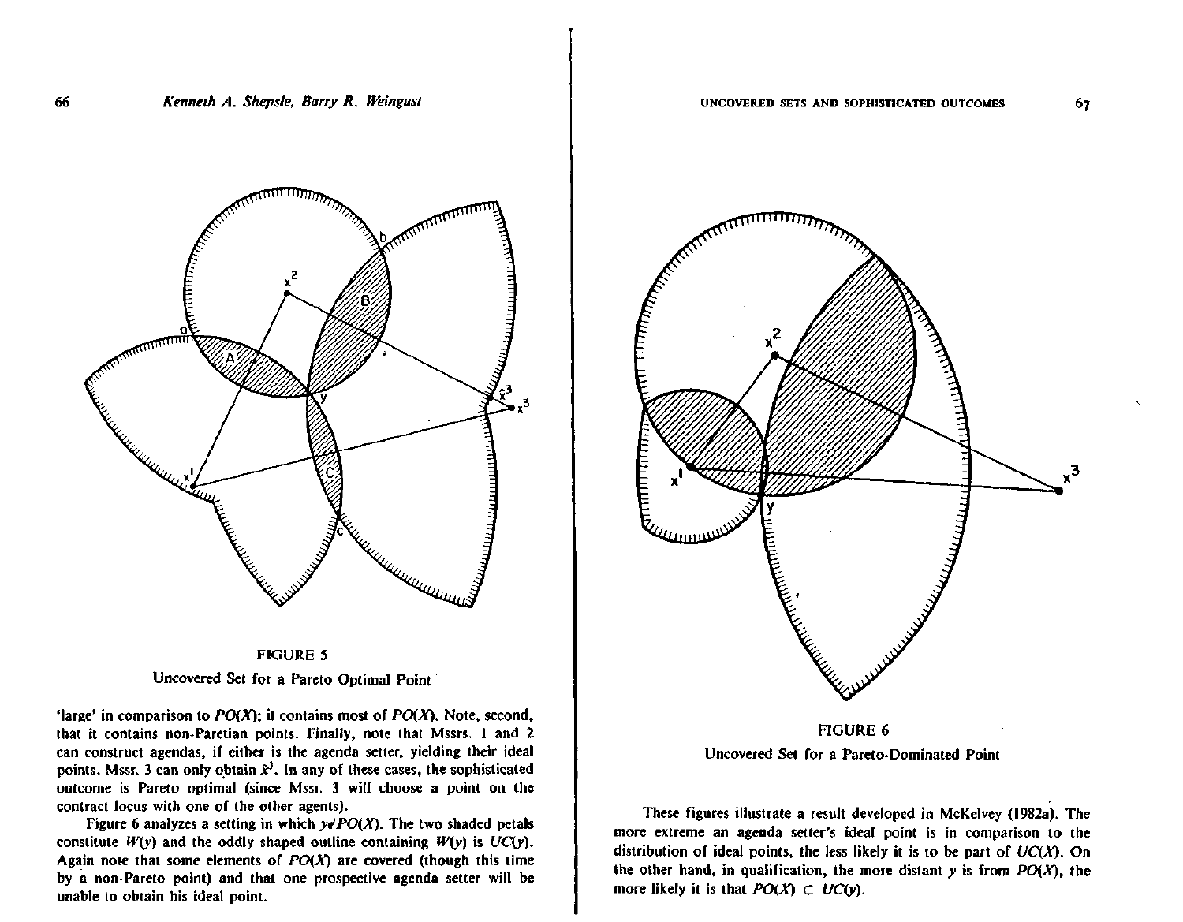FIGURE 5

Uncovered Set for a Pareto Optimal Point

'large' in comparison to $PO(X)$; it contains most of $PO(X)$. Note, second, that it contains non-Paretian points. Finally, note that Mssrs. 1 and 2 can construct agendas, if either is the agenda setter, yielding their ideal points. Mssr. 3 can only obtain $\hat{x}^3$. In any of these cases, the sophisticated outcome is Pareto optimal (since Mssr. 3 will choose a point on the contract locus with one of the other agents).

Figure 6 analyzes a setting in which $y \notin PO(X)$. The two shaded petals constitute $W(y)$ and the oddly shaped outline containing $W(y)$ is $UC(y)$. Again note that some elements of $PO(X)$ are covered (though this time by a non-Pareto point) and that one prospective agenda setter will be unable to obtain his ideal point.

FIGURE 6

Uncovered Set for a Pareto-Dominated Point

These figures illustrate a result developed in McKelvey (1982a). The more extreme an agenda setter's ideal point is in comparison to the distribution of ideal points, the less likely it is to be part of $UC(X)$. On the other hand, in qualification, the more distant $y$ is from $PO(X)$, the more likely it is that $PO(X) \subset UC(y)$.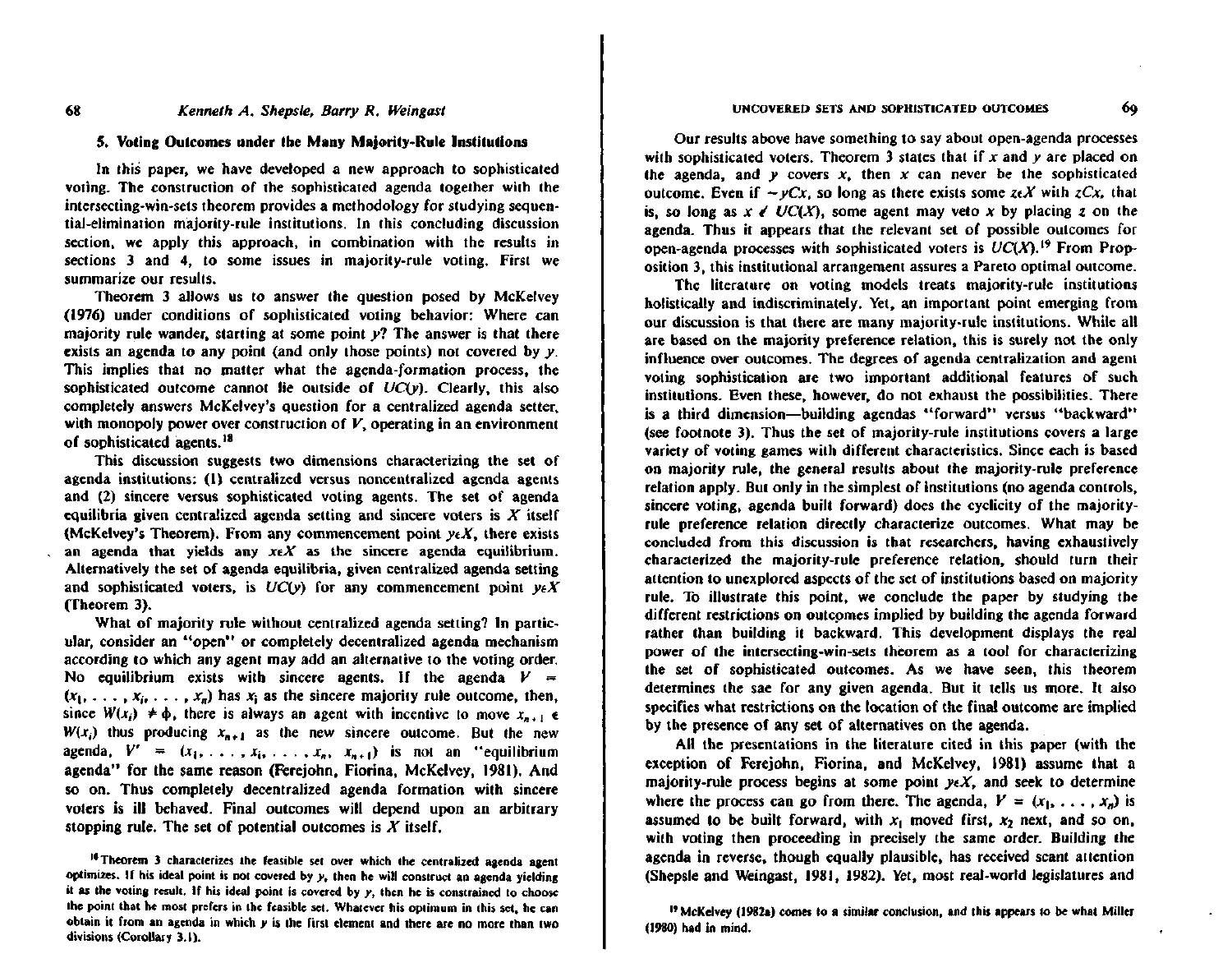## 5. Voting Outcomes under the Many Majority-Rule Institutions

In this paper, we have developed a new approach to sophisticated voting. The construction of the sophisticated agenda together with the intersecting-win-sets theorem provides a methodology for studying sequential-elimination majority-rule institutions. In this concluding discussion section, we apply this approach, in combination with the results in sections 3 and 4, to some issues in majority-rule voting. First we summarize our results.

Theorem 3 allows us to answer the question posed by McKelvey (1976) under conditions of sophisticated voting behavior: Where can majority rule wander, starting at some point $y$? The answer is that there exists an agenda to any point (and only those points) not covered by $y$. This implies that no matter what the agenda-formation process, the sophisticated outcome cannot lie outside of $UC(y)$. Clearly, this also completely answers McKelvey's question for a centralized agenda setter, with monopoly power over construction of $V$, operating in an environment of sophisticated agents.[18]

This discussion suggests two dimensions characterizing the set of agenda institutions: (1) centralized versus noncentralized agenda agents and (2) sincere versus sophisticated voting agents. The set of agenda equilibria given centralized agenda setting and sincere voters is $X$ itself (McKelvey's Theorem). From any commencement point $y \epsilon X$, there exists an agenda that yields any $x \epsilon X$ as the sincere agenda equilibrium. Alternatively the set of agenda equilibria, given centralized agenda setting and sophisticated voters, is $UC(y)$ for any commencement point $y \epsilon X$ (Theorem 3).

What of majority rule without centralized agenda setting? In particular, consider an "open" or completely decentralized agenda mechanism according to which any agent may add an alternative to the voting order. No equilibrium exists with sincere agents. If the agenda $V = (x_1, \ldots, x_i, \ldots, x_n)$ has $x_i$ as the sincere majority rule outcome, then, since $W(x_i) \neq \phi$, there is always an agent with incentive to move $x_{n+1} \epsilon W(x_i)$ thus producing $x_{n+1}$ as the new sincere outcome. But the new agenda, $V' = (x_1, \ldots, x_i, \ldots, x_n, x_{n+1})$ is not an "equilibrium agenda" for the same reason (Ferejohn, Fiorina, McKelvey, 1981). And so on. Thus completely decentralized agenda formation with sincere voters is ill behaved. Final outcomes will depend upon an arbitrary stopping rule. The set of potential outcomes is $X$ itself.

Our results above have something to say about open-agenda processes with sophisticated voters. Theorem 3 states that if $x$ and $y$ are placed on the agenda, and $y$ covers $x$, then $x$ can never be the sophisticated outcome. Even if $\sim yCx$, so long as there exists some $z \epsilon X$ with $zCx$, that is, so long as $x \notin UC(X)$, some agent may veto $x$ by placing $z$ on the agenda. Thus it appears that the relevant set of possible outcomes for open-agenda processes with sophisticated voters is $UC(X)$.[19] From Proposition 3, this institutional arrangement assures a Pareto optimal outcome.

The literature on voting models treats majority-rule institutions holistically and indiscriminately. Yet, an important point emerging from our discussion is that there are many majority-rule institutions. While all are based on the majority preference relation, this is surely not the only influence over outcomes. The degrees of agenda centralization and agent voting sophistication are two important additional features of such institutions. Even these, however, do not exhaust the possibilities. There is a third dimension—building agendas "forward" versus "backward" (see footnote 3). Thus the set of majority-rule institutions covers a large variety of voting games with different characteristics. Since each is based on majority rule, the general results about the majority-rule preference relation apply. But only in the simplest of institutions (no agenda controls, sincere voting, agenda built forward) does the cyclicity of the majority-rule preference relation directly characterize outcomes. What may be concluded from this discussion is that researchers, having exhaustively characterized the majority-rule preference relation, should turn their attention to unexplored aspects of the set of institutions based on majority rule. To illustrate this point, we conclude the paper by studying the different restrictions on outcomes implied by building the agenda forward rather than building it backward. This development displays the real power of the intersecting-win-sets theorem as a tool for characterizing the set of sophisticated outcomes. As we have seen, this theorem determines the sae for any given agenda. But it tells us more. It also specifies what restrictions on the location of the final outcome are implied by the presence of any set of alternatives on the agenda.

All the presentations in the literature cited in this paper (with the exception of Ferejohn, Fiorina, and McKelvey, 1981) assume that a majority-rule process begins at some point $y \epsilon X$, and seek to determine where the process can go from there. The agenda, $V = (x_1, \ldots, x_n)$ is assumed to be built forward, with $x_1$ moved first, $x_2$ next, and so on, with voting then proceeding in precisely the same order. Building the agenda in reverse, though equally plausible, has received scant attention (Shepsle and Weingast, 1981, 1982). Yet, most real-world legislatures and

[18] Theorem 3 characterizes the feasible set over which the centralized agenda agent optimizes. If his ideal point is not covered by $y$, then he will construct an agenda yielding it as the voting result. If his ideal point is covered by $y$, then he is constrained to choose the point that he most prefers in the feasible set. Whatever his optimum in this set, he can obtain it from an agenda in which $y$ is the first element and there are no more than two divisions (Corollary 3.1).

[19] McKelvey (1982a) comes to a similar conclusion, and this appears to be what Miller (1980) had in mind.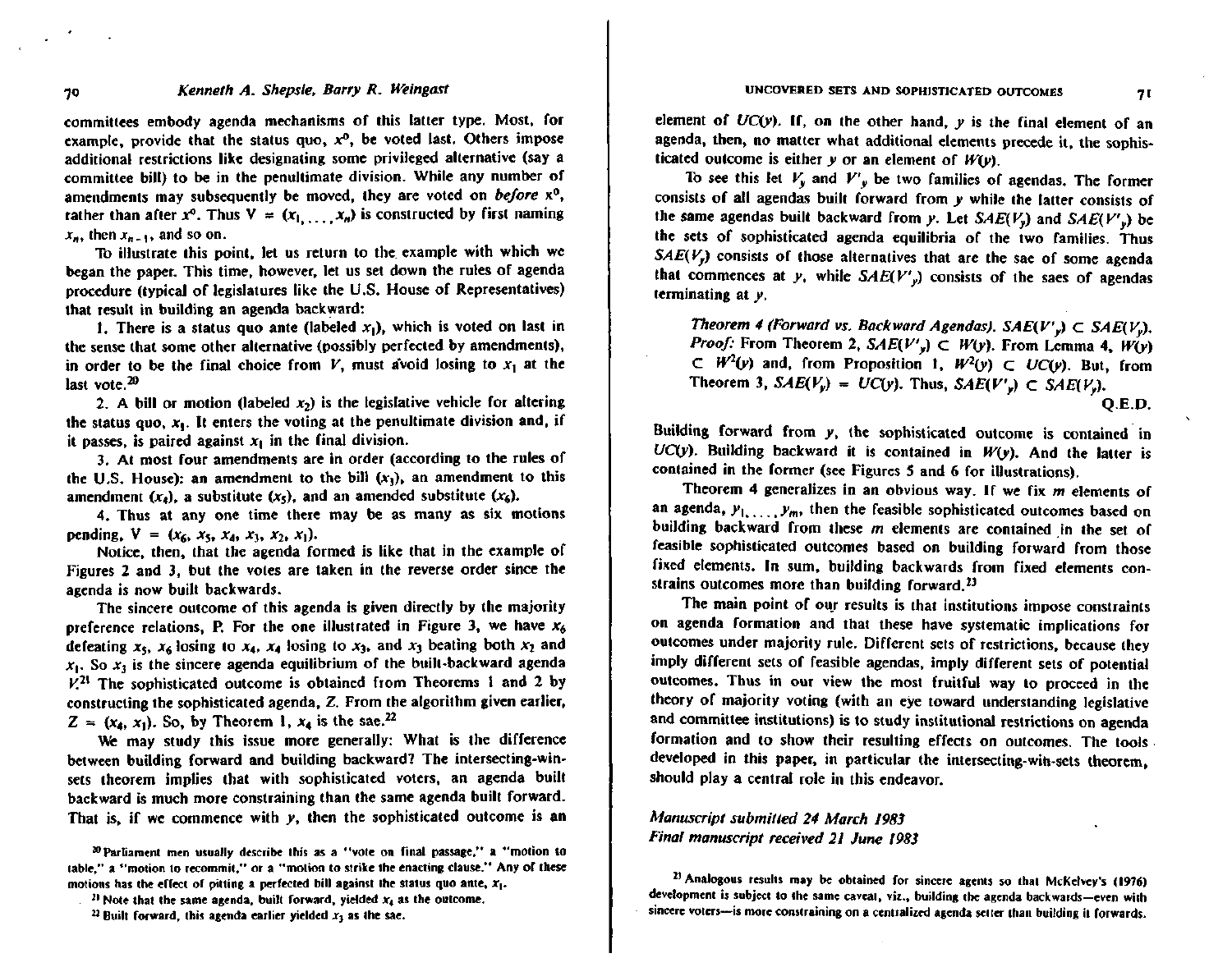committees embody agenda mechanisms of this latter type. Most, for example, provide that the status quo, $x^0$, be voted last. Others impose additional restrictions like designating some privileged alternative (say a committee bill) to be in the penultimate division. While any number of amendments may subsequently be moved, they are voted on *before* $x^0$, rather than after $x^0$. Thus $V = (x_1, \ldots, x_n)$ is constructed by first naming $x_n$, then $x_{n-1}$, and so on.

To illustrate this point, let us return to the example with which we began the paper. This time, however, let us set down the rules of agenda procedure (typical of legislatures like the U.S. House of Representatives) that result in building an agenda backward:

1. There is a status quo ante (labeled $x_1$), which is voted on last in the sense that some other alternative (possibly perfected by amendments), in order to be the final choice from $V$, must avoid losing to $x_1$ at the last vote.[20]

2. A bill or motion (labeled $x_2$) is the legislative vehicle for altering the status quo, $x_1$. It enters the voting at the penultimate division and, if it passes, is paired against $x_1$ in the final division.

3. At most four amendments are in order (according to the rules of the U.S. House): an amendment to the bill ($x_3$), an amendment to this amendment ($x_4$), a substitute ($x_5$), and an amended substitute ($x_6$).

4. Thus at any one time there may be as many as six motions pending, $V = (x_6, x_5, x_4, x_3, x_2, x_1)$.

Notice, then, that the agenda formed is like that in the example of Figures 2 and 3, but the votes are taken in the reverse order since the agenda is now built backwards.

The sincere outcome of this agenda is given directly by the majority preference relations, P. For the one illustrated in Figure 3, we have $x_6$ defeating $x_5$, $x_6$ losing to $x_4$, $x_4$ losing to $x_3$, and $x_3$ beating both $x_2$ and $x_1$. So $x_3$ is the sincere agenda equilibrium of the built-backward agenda $V$.[21] The sophisticated outcome is obtained from Theorems 1 and 2 by constructing the sophisticated agenda, $Z$. From the algorithm given earlier, $Z = (x_4, x_1)$. So, by Theorem 1, $x_4$ is the sae.[22]

We may study this issue more generally: What is the difference between building forward and building backward? The intersecting-win-sets theorem implies that with sophisticated voters, an agenda built backward is much more constraining than the same agenda built forward. That is, if we commence with $y$, then the sophisticated outcome is an element of $UC(y)$. If, on the other hand, $y$ is the final element of an agenda, then, no matter what additional elements precede it, the sophisticated outcome is either $y$ or an element of $W(y)$.

To see this let $V_y$ and $V'_y$ be two families of agendas. The former consists of all agendas built forward from $y$ while the latter consists of the same agendas built backward from $y$. Let $SAE(V_y)$ and $SAE(V'_y)$ be the sets of sophisticated agenda equilibria of the two families. Thus $SAE(V_y)$ consists of those alternatives that are the sae of some agenda that commences at $y$, while $SAE(V'_y)$ consists of the saes of agendas terminating at $y$.

> *Theorem 4 (Forward vs. Backward Agendas).* $SAE(V'_y) \subset SAE(V_y)$.
> *Proof:* From Theorem 2, $SAE(V'_y) \subset W(y)$. From Lemma 4, $W(y) \subset W^2(y)$ and, from Proposition 1, $W^2(y) \subset UC(y)$. But, from Theorem 3, $SAE(V_y) = UC(y)$. Thus, $SAE(V'_y) \subset SAE(V_y)$.
> Q.E.D.

Building forward from $y$, the sophisticated outcome is contained in $UC(y)$. Building backward it is contained in $W(y)$. And the latter is contained in the former (see Figures 5 and 6 for illustrations).

Theorem 4 generalizes in an obvious way. If we fix $m$ elements of an agenda, $y_1, \ldots, y_m$, then the feasible sophisticated outcomes based on building backward from these $m$ elements are contained in the set of feasible sophisticated outcomes based on building forward from those fixed elements. In sum, building backwards from fixed elements constrains outcomes more than building forward.[23]

The main point of our results is that institutions impose constraints on agenda formation and that these have systematic implications for outcomes under majority rule. Different sets of restrictions, because they imply different sets of feasible agendas, imply different sets of potential outcomes. Thus in our view the most fruitful way to proceed in the theory of majority voting (with an eye toward understanding legislative and committee institutions) is to study institutional restrictions on agenda formation and to show their resulting effects on outcomes. The tools developed in this paper, in particular the intersecting-win-sets theorem, should play a central role in this endeavor.

*Manuscript submitted 24 March 1983*
*Final manuscript received 21 June 1983*

---

[20] Parliament men usually describe this as a "vote on final passage," a "motion to table," a "motion to recommit," or a "motion to strike the enacting clause." Any of these motions has the effect of pitting a perfected bill against the status quo ante, $x_1$.

[21] Note that the same agenda, built forward, yielded $x_4$ as the outcome.

[22] Built forward, this agenda earlier yielded $x_3$ as the sae.

[23] Analogous results may be obtained for sincere agents so that McKelvey's (1976) development is subject to the same caveat, viz., building the agenda backwards—even with sincere voters—is more constraining on a centralized agenda setter than building it forwards.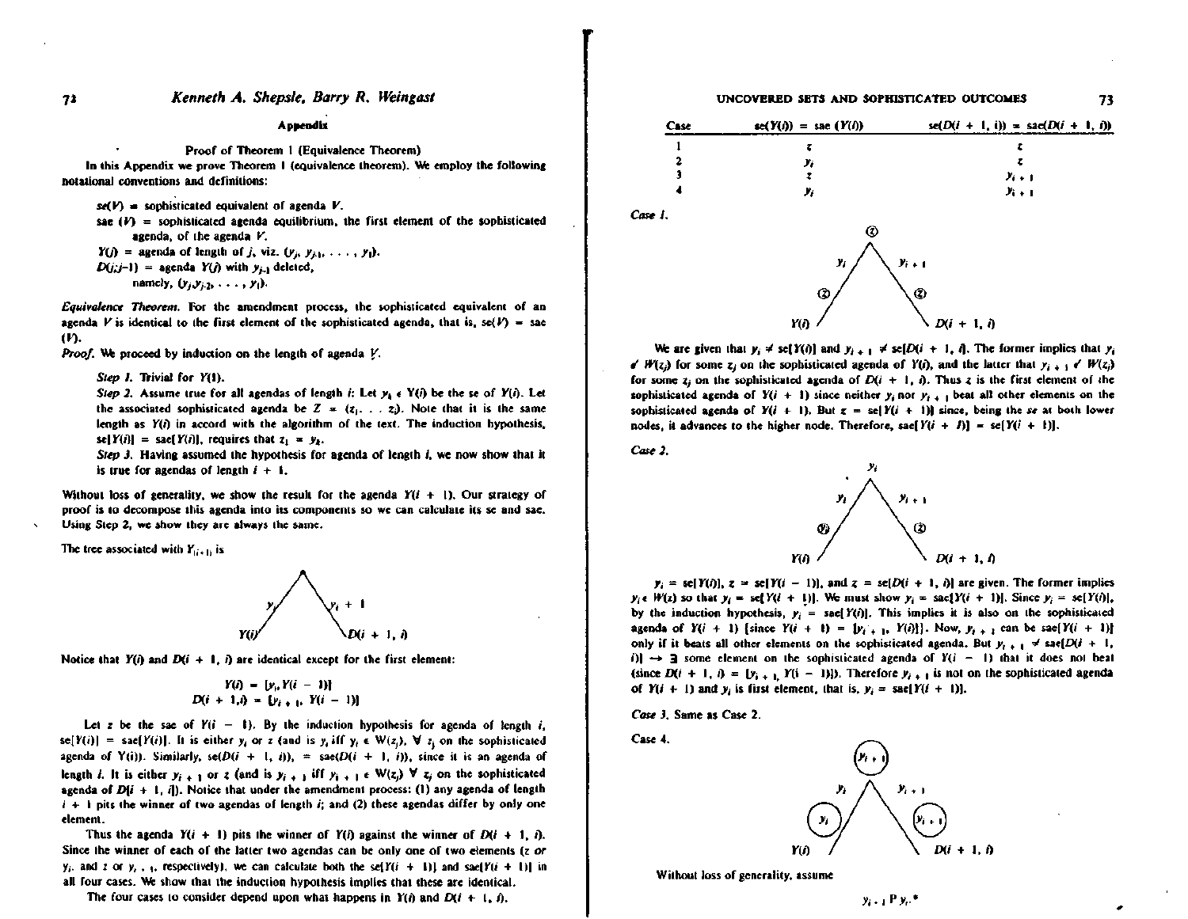## Appendix

### Proof of Theorem 1 (Equivalence Theorem)

In this Appendix we prove Theorem 1 (equivalence theorem). We employ the following notational conventions and definitions:

> $se(V)$ = sophisticated equivalent of agenda $V$.
>
> sae $(V)$ = sophisticated agenda equilibrium, the first element of the sophisticated agenda, of the agenda $V$.
>
> $Y(j)$ = agenda of length of $j$, viz. $(y_j, y_{j-1}, \ldots, y_1)$.
>
> $D(j;j-1)$ = agenda $Y(j)$ with $y_{j-1}$ deleted, namely, $(y_j, y_{j-2}, \ldots, y_1)$.

*Equivalence Theorem.* For the amendment process, the sophisticated equivalent of an agenda $V$ is identical to the first element of the sophisticated agenda, that is, $se(V)$ = sae $(V)$.

*Proof.* We proceed by induction on the length of agenda $V$.

> *Step 1.* Trivial for $Y(1)$.
>
> *Step 2.* Assume true for all agendas of length $i$: Let $y_k \in Y(i)$ be the se of $Y(i)$. Let the associated sophisticated agenda be $Z = (z_i \ldots z_1)$. Note that it is the same length as $Y(i)$ in accord with the algorithm of the text. The induction hypothesis, $se[Y(i)] = sae[Y(i)]$, requires that $z_i = y_k$.
>
> *Step 3.* Having assumed the hypothesis for agenda of length $i$, we now show that it is true for agendas of length $i + 1$.

Without loss of generality, we show the result for the agenda $Y(i + 1)$. Our strategy of proof is to decompose this agenda into its components so we can calculate its se and sae. Using Step 2, we show they are always the same.

The tree associated with $Y_{(i+1)}$ is

$$Y(i) \xleftarrow{\;y_i\;} \bullet \xrightarrow{\;y_{i+1}\;} D(i+1, i)$$

Notice that $Y(i)$ and $D(i + 1, i)$ are identical except for the first element:

$$Y(i) = [y_i, Y(i-1)]$$
$$D(i+1, i) = [y_{i+1}, Y(i-1)]$$

Let $z$ be the sae of $Y(i - 1)$. By the induction hypothesis for agenda of length $i$, $se[Y(i)] = sae[Y(i)]$. It is either $y_i$ or $z$ (and is $y_i$ iff $y_i \in W(z_j)$, $\forall\, z_j$ on the sophisticated agenda of $Y(i)$). Similarly, $se(D(i + 1, i)), = sae(D(i + 1, i))$, since it is an agenda of length $i$. It is either $y_{i+1}$ or $z$ (and is $y_{i+1}$ iff $y_{i+1} \in W(z_j)$ $\forall\, z_j$ on the sophisticated agenda of $D[i + 1, i]$). Notice that under the amendment process: (1) any agenda of length $i + 1$ pits the winner of two agendas of length $i$; and (2) these agendas differ by only one element.

Thus the agenda $Y(i + 1)$ pits the winner of $Y(i)$ against the winner of $D(i + 1, i)$. Since the winner of each of the latter two agendas can be only one of two elements ($z$ or $y_i$, and $z$ or $y_{i+1}$, respectively), we can calculate both the $se[Y(i + 1)]$ and $sae[Y(i + 1)]$ in all four cases. We show that the induction hypothesis implies that these are identical.

The four cases to consider depend upon what happens in $Y(i)$ and $D(i + 1, i)$.

| Case | $se(Y(i))$ = sae $(Y(i))$ | $se(D(i+1, i))$ = sae$(D(i+1, i))$ |
|---|---|---|
| 1 | $z$ | $z$ |
| 2 | $y_i$ | $z$ |
| 3 | $z$ | $y_{i+1}$ |
| 4 | $y_i$ | $y_{i+1}$ |

*Case 1.*

Tree: top node $z$; left branch $y_i$ to node $z$ over $Y(i)$; right branch $y_{i+1}$ to node $z$ over $D(i+1, i)$.

We are given that $y_i \neq se[Y(i)]$ and $y_{i+1} \neq se[D(i + 1, i)]$. The former implies that $y_i \notin W(z_j)$ for some $z_j$ on the sophisticated agenda of $Y(i)$, and the latter that $y_{i+1} \notin W(z_j)$ for some $z_j$ on the sophisticated agenda of $D(i + 1, i)$. Thus $z$ is the first element of the sophisticated agenda of $Y(i + 1)$ since neither $y_i$ nor $y_{i+1}$ beat all other elements on the sophisticated agenda of $Y(i + 1)$. But $z = se[Y(i + 1)]$ since, being the *se* at both lower nodes, it advances to the higher node. Therefore, $sae[Y(i + I)] = se[Y(i + 1)]$.

*Case 2.*

Tree: top node $y_i$; left branch $y_i$ to node $y_i$ over $Y(i)$; right branch $y_{i+1}$ to node $z$ over $D(i+1, i)$.

$y_i = se[Y(i)]$, $z = se[Y(i - 1)]$, and $z = se[D(i + 1, i)]$ are given. The former implies $y_i \in W(z)$ so that $y_i = se[Y(i + 1)]$. We must show $y_i = sae[Y(i + 1)]$. Since $y_i = se[Y(i)]$, by the induction hypothesis, $y_i = sae[Y(i)]$. This implies it is also on the sophisticated agenda of $Y(i + 1)$ [since $Y(i + 1) = [y_{i+1}, Y(i)]$]. Now, $y_{i+1}$ can be $sae[Y(i + 1)]$ only if it beats all other elements on the sophisticated agenda. But $y_{i+1} \neq sae[D(i + 1, i)] \rightarrow \exists$ some element on the sophisticated agenda of $Y(i - 1)$ that it does not beat (since $D(i + 1, i) = [y_{i+1}, Y(i - 1)]$). Therefore $y_{i+1}$ is not on the sophisticated agenda of $Y(i + 1)$ and $y_i$ is first element, that is, $y_i = sae[Y(i + 1)]$.

*Case 3.* Same as Case 2.

Case 4.

Tree: top node $y_{i+1}$; left branch $y_i$ to node $y_i$ over $Y(i)$; right branch $y_{i+1}$ to node $y_{i+1}$ over $D(i+1, i)$.

Without loss of generality, assume

$$y_{i+1}\, P\, y_i.^*$$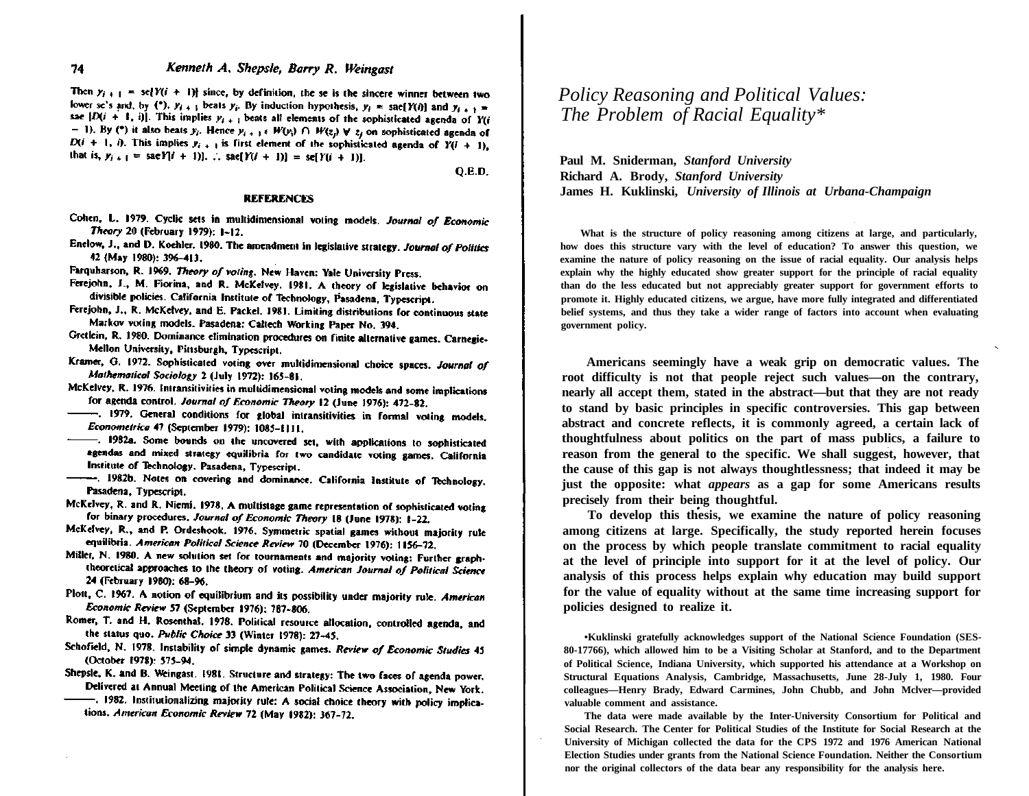Then $y_{i+1} = \text{se}[Y(i+1)]$ since, by definition, the se is the sincere winner between two lower se's and, by (*), $y_{i+1}$ beats $y_i$. By induction hypothesis, $y_i = \text{sae}[Y(i)]$ and $y_{i+1} = \text{sae}[D(i+1, i)]$. This implies $y_{i+1}$ beats all elements of the sophisticated agenda of $Y(i-1)$. By (*) it also beats $y_j$. Hence $y_{i+1} \in W(y_i) \cap W(z_j) \; \forall \; z_j$ on sophisticated agenda of $D(i+1, i)$. This implies $y_{i+1}$ is first element of the sophisticated agenda of $Y(i+1)$, that is, $y_{i+1} = \text{sae}Y[i+1)]$. $\therefore$ $\text{sae}[Y(i+1)] = \text{se}[Y(i+1)]$.

Q.E.D.

## REFERENCES

Cohen, L. 1979. Cyclic sets in multidimensional voting models. *Journal of Economic Theory* 20 (February 1979): 1–12.

Enelow, J., and D. Koehler. 1980. The amendment in legislative strategy. *Journal of Politics* 42 (May 1980): 396–413.

Farquharson, R. 1969. *Theory of voting*. New Haven: Yale University Press.

Ferejohn, J., M. Fiorina, and R. McKelvey. 1981. A theory of legislative behavior on divisible policies. California Institute of Technology, Pasadena, Typescript.

Ferejohn, J., R. McKelvey, and E. Packel. 1981. Limiting distributions for continuous state Markov voting models. Pasadena: Caltech Working Paper No. 394.

Gretlein, R. 1980. Dominance elimination procedures on finite alternative games. Carnegie-Mellon University, Pittsburgh, Typescript.

Kramer, G. 1972. Sophisticated voting over multidimensional choice spaces. *Journal of Mathematical Sociology* 2 (July 1972): 165–81.

McKelvey, R. 1976. Intransitivities in multidimensional voting models and some implications for agenda control. *Journal of Economic Theory* 12 (June 1976): 472–82.

———. 1979. General conditions for global intransitivities in formal voting models. *Econometrica* 47 (September 1979): 1085–1111.

———. 1982a. Some bounds on the uncovered set, with applications to sophisticated agendas and mixed strategy equilibria for two candidate voting games. California Institute of Technology. Pasadena, Typescript.

———. 1982b. Notes on covering and dominance. California Institute of Technology. Pasadena, Typescript.

McKelvey, R. and R. Niemi. 1978. A multistage game representation of sophisticated voting for binary procedures. *Journal of Economic Theory* 18 (June 1978): 1–22.

McKelvey, R., and P. Ordeshook. 1976. Symmetric spatial games without majority rule equilibria. *American Political Science Review* 70 (December 1976): 1156–72.

Miller, N. 1980. A new solution set for tournaments and majority voting: Further graph-theoretical approaches to the theory of voting. *American Journal of Political Science* 24 (February 1980): 68–96.

Plott, C. 1967. A notion of equilibrium and its possibility under majority rule. *American Economic Review* 57 (September 1976): 787–806.

Romer, T. and H. Rosenthal. 1978. Political resource allocation, controlled agenda, and the status quo. *Public Choice* 33 (Winter 1978): 27–45.

Schofield, N. 1978. Instability of simple dynamic games. *Review of Economic Studies* 45 (October 1978): 575–94.

Shepsle, K. and B. Weingast. 1981. Structure and strategy: The two faces of agenda power. Delivered at Annual Meeting of the American Political Science Association, New York.

———. 1982. Institutionalizing majority rule: A social choice theory with policy implications. *American Economic Review* 72 (May 1982): 367–72.

# *Policy Reasoning and Political Values: The Problem of Racial Equality**

**Paul M. Sniderman,** ***Stanford University***
**Richard A. Brody,** ***Stanford University***
**James H. Kuklinski,** ***University of Illinois at Urbana-Champaign***

**What is the structure of policy reasoning among citizens at large, and particularly, how does this structure vary with the level of education? To answer this question, we examine the nature of policy reasoning on the issue of racial equality. Our analysis helps explain why the highly educated show greater support for the principle of racial equality than do the less educated but not appreciably greater support for government efforts to promote it. Highly educated citizens, we argue, have more fully integrated and differentiated belief systems, and thus they take a wider range of factors into account when evaluating government policy.**

Americans seemingly have a weak grip on democratic values. The root difficulty is not that people reject such values—on the contrary, nearly all accept them, stated in the abstract—but that they are not ready to stand by basic principles in specific controversies. This gap between abstract and concrete reflects, it is commonly agreed, a certain lack of thoughtfulness about politics on the part of mass publics, a failure to reason from the general to the specific. We shall suggest, however, that the cause of this gap is not always thoughtlessness; that indeed it may be just the opposite: what *appears* as a gap for some Americans results precisely from their being thoughtful.

To develop this thesis, we examine the nature of policy reasoning among citizens at large. Specifically, the study reported herein focuses on the process by which people translate commitment to racial equality at the level of principle into support for it at the level of policy. Our analysis of this process helps explain why education may build support for the value of equality without at the same time increasing support for policies designed to realize it.

**\*Kuklinski gratefully acknowledges support of the National Science Foundation (SES-80-17766), which allowed him to be a Visiting Scholar at Stanford, and to the Department of Political Science, Indiana University, which supported his attendance at a Workshop on Structural Equations Analysis, Cambridge, Massachusetts, June 28-July 1, 1980. Four colleagues—Henry Brady, Edward Carmines, John Chubb, and John McIver—provided valuable comment and assistance.**

**The data were made available by the Inter-University Consortium for Political and Social Research. The Center for Political Studies of the Institute for Social Research at the University of Michigan collected the data for the CPS 1972 and 1976 American National Election Studies under grants from the National Science Foundation. Neither the Consortium nor the original collectors of the data bear any responsibility for the analysis here.**